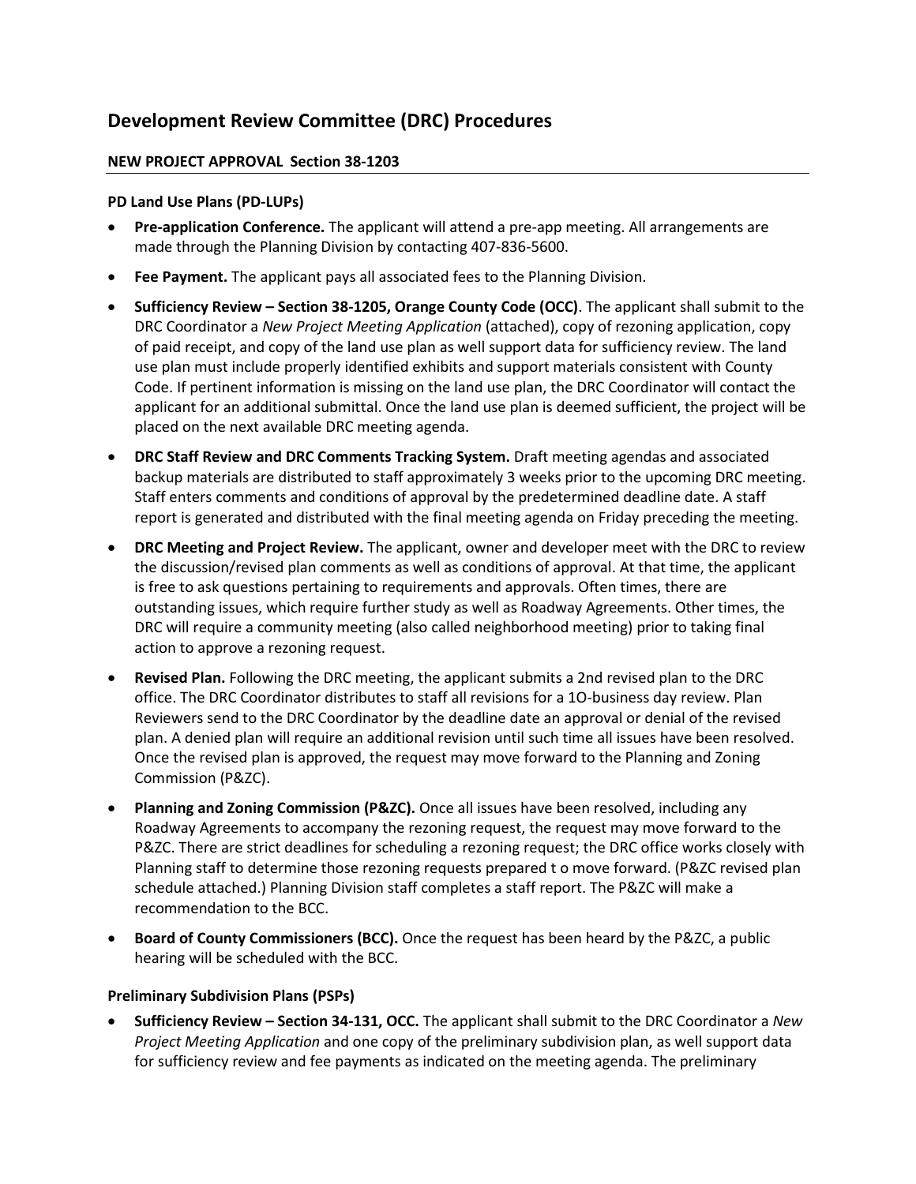# Development Review Committee (DRC) Procedures

**NEW PROJECT APPROVAL Section 38-1203**

### PD Land Use Plans (PD-LUPs)

- **Pre-application Conference.** The applicant will attend a pre-app meeting. All arrangements are made through the Planning Division by contacting 407-836-5600.
- **Fee Payment.** The applicant pays all associated fees to the Planning Division.
- **Sufficiency Review – Section 38-1205, Orange County Code (OCC)**. The applicant shall submit to the DRC Coordinator a *New Project Meeting Application* (attached), copy of rezoning application, copy of paid receipt, and copy of the land use plan as well support data for sufficiency review. The land use plan must include properly identified exhibits and support materials consistent with County Code. If pertinent information is missing on the land use plan, the DRC Coordinator will contact the applicant for an additional submittal. Once the land use plan is deemed sufficient, the project will be placed on the next available DRC meeting agenda.
- **DRC Staff Review and DRC Comments Tracking System.** Draft meeting agendas and associated backup materials are distributed to staff approximately 3 weeks prior to the upcoming DRC meeting. Staff enters comments and conditions of approval by the predetermined deadline date. A staff report is generated and distributed with the final meeting agenda on Friday preceding the meeting.
- **DRC Meeting and Project Review.** The applicant, owner and developer meet with the DRC to review the discussion/revised plan comments as well as conditions of approval. At that time, the applicant is free to ask questions pertaining to requirements and approvals. Often times, there are outstanding issues, which require further study as well as Roadway Agreements. Other times, the DRC will require a community meeting (also called neighborhood meeting) prior to taking final action to approve a rezoning request.
- **Revised Plan.** Following the DRC meeting, the applicant submits a 2nd revised plan to the DRC office. The DRC Coordinator distributes to staff all revisions for a 1O-business day review. Plan Reviewers send to the DRC Coordinator by the deadline date an approval or denial of the revised plan. A denied plan will require an additional revision until such time all issues have been resolved. Once the revised plan is approved, the request may move forward to the Planning and Zoning Commission (P&ZC).
- **Planning and Zoning Commission (P&ZC).** Once all issues have been resolved, including any Roadway Agreements to accompany the rezoning request, the request may move forward to the P&ZC. There are strict deadlines for scheduling a rezoning request; the DRC office works closely with Planning staff to determine those rezoning requests prepared t o move forward. (P&ZC revised plan schedule attached.) Planning Division staff completes a staff report. The P&ZC will make a recommendation to the BCC.
- **Board of County Commissioners (BCC).** Once the request has been heard by the P&ZC, a public hearing will be scheduled with the BCC.

### Preliminary Subdivision Plans (PSPs)

- **Sufficiency Review – Section 34-131, OCC.** The applicant shall submit to the DRC Coordinator a *New Project Meeting Application* and one copy of the preliminary subdivision plan, as well support data for sufficiency review and fee payments as indicated on the meeting agenda. The preliminary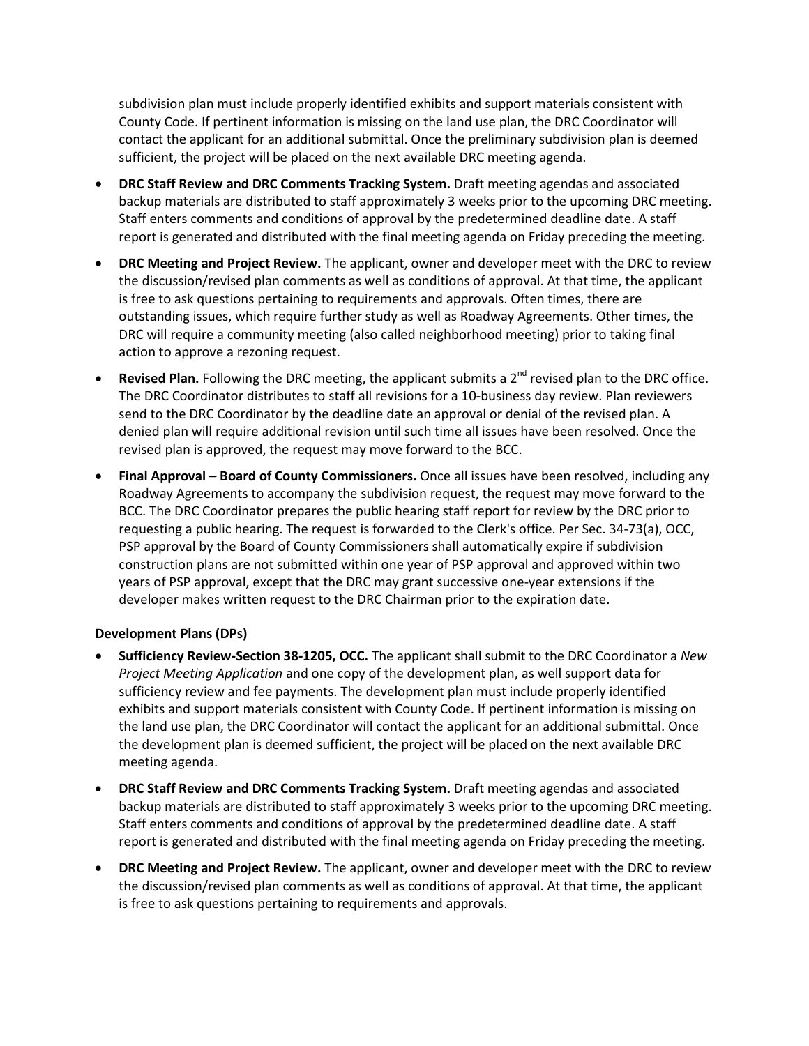subdivision plan must include properly identified exhibits and support materials consistent with County Code. If pertinent information is missing on the land use plan, the DRC Coordinator will contact the applicant for an additional submittal. Once the preliminary subdivision plan is deemed sufficient, the project will be placed on the next available DRC meeting agenda.

- **DRC Staff Review and DRC Comments Tracking System.** Draft meeting agendas and associated backup materials are distributed to staff approximately 3 weeks prior to the upcoming DRC meeting. Staff enters comments and conditions of approval by the predetermined deadline date. A staff report is generated and distributed with the final meeting agenda on Friday preceding the meeting.
- **DRC Meeting and Project Review.** The applicant, owner and developer meet with the DRC to review the discussion/revised plan comments as well as conditions of approval. At that time, the applicant is free to ask questions pertaining to requirements and approvals. Often times, there are outstanding issues, which require further study as well as Roadway Agreements. Other times, the DRC will require a community meeting (also called neighborhood meeting) prior to taking final action to approve a rezoning request.
- **Revised Plan.** Following the DRC meeting, the applicant submits a 2nd revised plan to the DRC office. The DRC Coordinator distributes to staff all revisions for a 10-business day review. Plan reviewers send to the DRC Coordinator by the deadline date an approval or denial of the revised plan. A denied plan will require additional revision until such time all issues have been resolved. Once the revised plan is approved, the request may move forward to the BCC.
- **Final Approval – Board of County Commissioners.** Once all issues have been resolved, including any Roadway Agreements to accompany the subdivision request, the request may move forward to the BCC. The DRC Coordinator prepares the public hearing staff report for review by the DRC prior to requesting a public hearing. The request is forwarded to the Clerk's office. Per Sec. 34-73(a), OCC, PSP approval by the Board of County Commissioners shall automatically expire if subdivision construction plans are not submitted within one year of PSP approval and approved within two years of PSP approval, except that the DRC may grant successive one-year extensions if the developer makes written request to the DRC Chairman prior to the expiration date.

**Development Plans (DPs)**

- **Sufficiency Review-Section 38-1205, OCC.** The applicant shall submit to the DRC Coordinator a *New Project Meeting Application* and one copy of the development plan, as well support data for sufficiency review and fee payments. The development plan must include properly identified exhibits and support materials consistent with County Code. If pertinent information is missing on the land use plan, the DRC Coordinator will contact the applicant for an additional submittal. Once the development plan is deemed sufficient, the project will be placed on the next available DRC meeting agenda.
- **DRC Staff Review and DRC Comments Tracking System.** Draft meeting agendas and associated backup materials are distributed to staff approximately 3 weeks prior to the upcoming DRC meeting. Staff enters comments and conditions of approval by the predetermined deadline date. A staff report is generated and distributed with the final meeting agenda on Friday preceding the meeting.
- **DRC Meeting and Project Review.** The applicant, owner and developer meet with the DRC to review the discussion/revised plan comments as well as conditions of approval. At that time, the applicant is free to ask questions pertaining to requirements and approvals.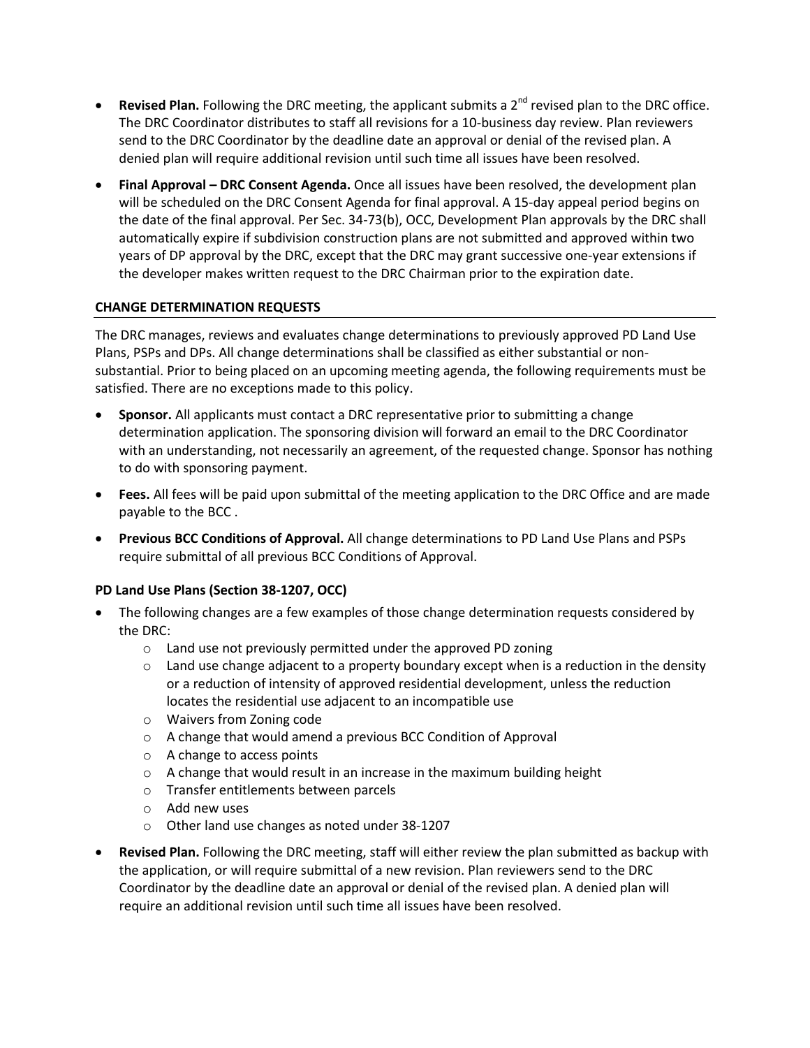- **Revised Plan.** Following the DRC meeting, the applicant submits a 2nd revised plan to the DRC office. The DRC Coordinator distributes to staff all revisions for a 10-business day review. Plan reviewers send to the DRC Coordinator by the deadline date an approval or denial of the revised plan. A denied plan will require additional revision until such time all issues have been resolved.
- **Final Approval – DRC Consent Agenda.** Once all issues have been resolved, the development plan will be scheduled on the DRC Consent Agenda for final approval. A 15-day appeal period begins on the date of the final approval. Per Sec. 34-73(b), OCC, Development Plan approvals by the DRC shall automatically expire if subdivision construction plans are not submitted and approved within two years of DP approval by the DRC, except that the DRC may grant successive one-year extensions if the developer makes written request to the DRC Chairman prior to the expiration date.

## CHANGE DETERMINATION REQUESTS

The DRC manages, reviews and evaluates change determinations to previously approved PD Land Use Plans, PSPs and DPs. All change determinations shall be classified as either substantial or non-substantial. Prior to being placed on an upcoming meeting agenda, the following requirements must be satisfied. There are no exceptions made to this policy.

- **Sponsor.** All applicants must contact a DRC representative prior to submitting a change determination application. The sponsoring division will forward an email to the DRC Coordinator with an understanding, not necessarily an agreement, of the requested change. Sponsor has nothing to do with sponsoring payment.
- **Fees.** All fees will be paid upon submittal of the meeting application to the DRC Office and are made payable to the BCC .
- **Previous BCC Conditions of Approval.** All change determinations to PD Land Use Plans and PSPs require submittal of all previous BCC Conditions of Approval.

### PD Land Use Plans (Section 38-1207, OCC)

- The following changes are a few examples of those change determination requests considered by the DRC:
  - Land use not previously permitted under the approved PD zoning
  - Land use change adjacent to a property boundary except when is a reduction in the density or a reduction of intensity of approved residential development, unless the reduction locates the residential use adjacent to an incompatible use
  - Waivers from Zoning code
  - A change that would amend a previous BCC Condition of Approval
  - A change to access points
  - A change that would result in an increase in the maximum building height
  - Transfer entitlements between parcels
  - Add new uses
  - Other land use changes as noted under 38-1207
- **Revised Plan.** Following the DRC meeting, staff will either review the plan submitted as backup with the application, or will require submittal of a new revision. Plan reviewers send to the DRC Coordinator by the deadline date an approval or denial of the revised plan. A denied plan will require an additional revision until such time all issues have been resolved.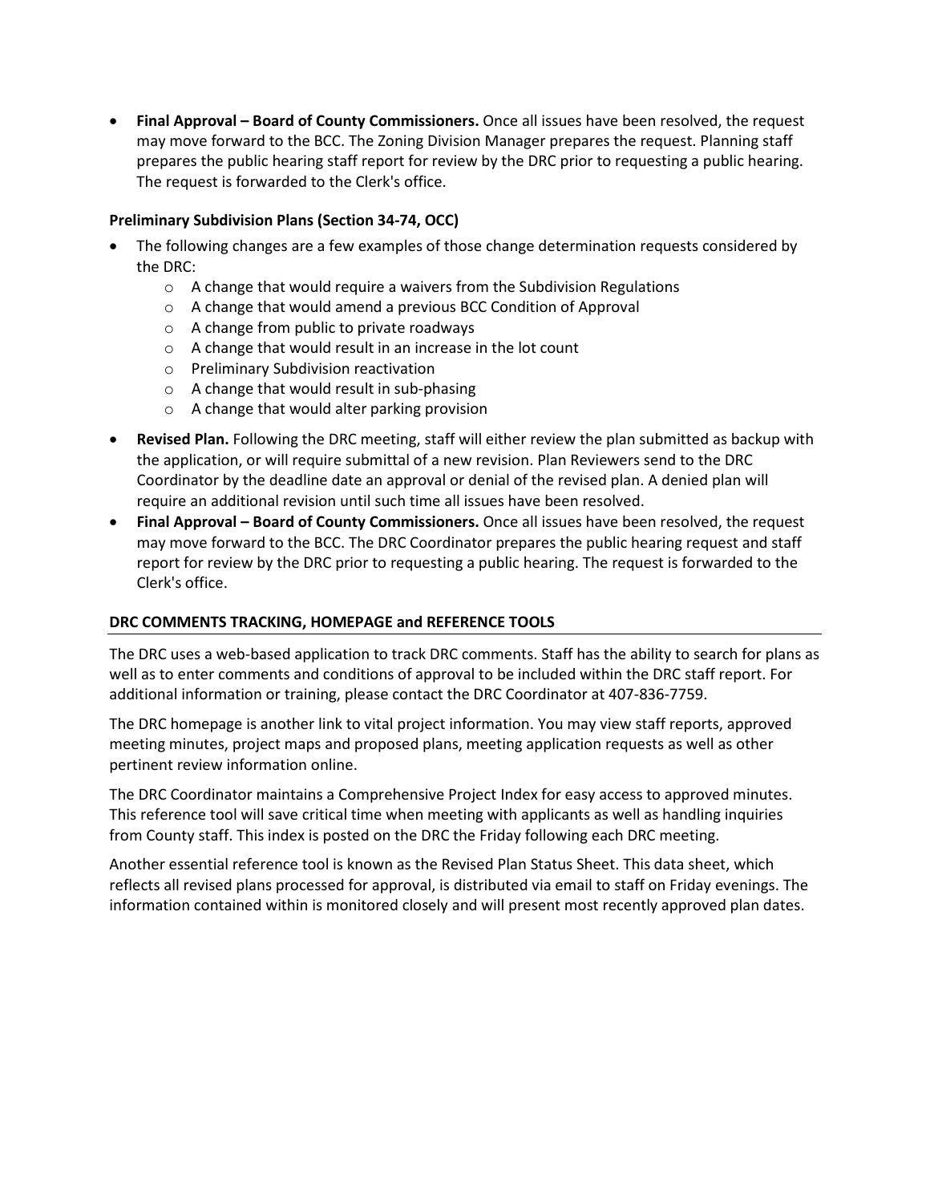- **Final Approval – Board of County Commissioners.** Once all issues have been resolved, the request may move forward to the BCC. The Zoning Division Manager prepares the request. Planning staff prepares the public hearing staff report for review by the DRC prior to requesting a public hearing. The request is forwarded to the Clerk's office.

**Preliminary Subdivision Plans (Section 34-74, OCC)**

- The following changes are a few examples of those change determination requests considered by the DRC:
  - A change that would require a waivers from the Subdivision Regulations
  - A change that would amend a previous BCC Condition of Approval
  - A change from public to private roadways
  - A change that would result in an increase in the lot count
  - Preliminary Subdivision reactivation
  - A change that would result in sub-phasing
  - A change that would alter parking provision
- **Revised Plan.** Following the DRC meeting, staff will either review the plan submitted as backup with the application, or will require submittal of a new revision. Plan Reviewers send to the DRC Coordinator by the deadline date an approval or denial of the revised plan. A denied plan will require an additional revision until such time all issues have been resolved.
- **Final Approval – Board of County Commissioners.** Once all issues have been resolved, the request may move forward to the BCC. The DRC Coordinator prepares the public hearing request and staff report for review by the DRC prior to requesting a public hearing. The request is forwarded to the Clerk's office.

## DRC COMMENTS TRACKING, HOMEPAGE and REFERENCE TOOLS

The DRC uses a web-based application to track DRC comments. Staff has the ability to search for plans as well as to enter comments and conditions of approval to be included within the DRC staff report. For additional information or training, please contact the DRC Coordinator at 407-836-7759.

The DRC homepage is another link to vital project information. You may view staff reports, approved meeting minutes, project maps and proposed plans, meeting application requests as well as other pertinent review information online.

The DRC Coordinator maintains a Comprehensive Project Index for easy access to approved minutes. This reference tool will save critical time when meeting with applicants as well as handling inquiries from County staff. This index is posted on the DRC the Friday following each DRC meeting.

Another essential reference tool is known as the Revised Plan Status Sheet. This data sheet, which reflects all revised plans processed for approval, is distributed via email to staff on Friday evenings. The information contained within is monitored closely and will present most recently approved plan dates.